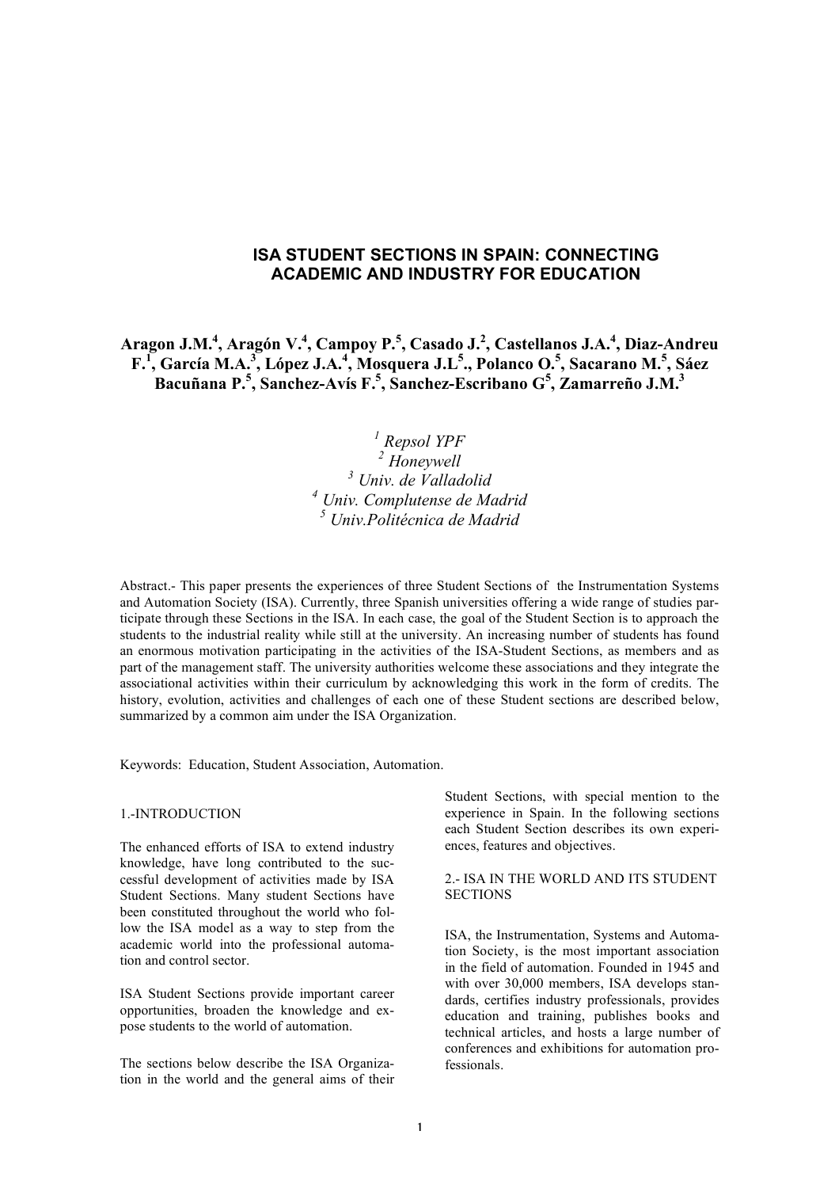# ISA STUDENT SECTIONS IN SPAIN: CONNECTING ACADEMIC AND INDUSTRY FOR EDUCATION

**Aragon J.M.[4], Aragón V.[4], Campoy P.[5], Casado J.[2], Castellanos J.A.[4], Diaz-Andreu F.[1], García M.A.[3], López J.A.[4], Mosquera J.L[5]., Polanco O.[5], Sacarano M.[5], Sáez Bacuñana P.[5], Sanchez-Avís F.[5], Sanchez-Escribano G[5], Zamarreño J.M.[3]**

*[1] Repsol YPF*
*[2] Honeywell*
*[3] Univ. de Valladolid*
*[4] Univ. Complutense de Madrid*
*[5] Univ.Politécnica de Madrid*

Abstract.- This paper presents the experiences of three Student Sections of the Instrumentation Systems and Automation Society (ISA). Currently, three Spanish universities offering a wide range of studies participate through these Sections in the ISA. In each case, the goal of the Student Section is to approach the students to the industrial reality while still at the university. An increasing number of students has found an enormous motivation participating in the activities of the ISA-Student Sections, as members and as part of the management staff. The university authorities welcome these associations and they integrate the associational activities within their curriculum by acknowledging this work in the form of credits. The history, evolution, activities and challenges of each one of these Student sections are described below, summarized by a common aim under the ISA Organization.

Keywords: Education, Student Association, Automation.

## 1.-INTRODUCTION

The enhanced efforts of ISA to extend industry knowledge, have long contributed to the successful development of activities made by ISA Student Sections. Many student Sections have been constituted throughout the world who follow the ISA model as a way to step from the academic world into the professional automation and control sector.

ISA Student Sections provide important career opportunities, broaden the knowledge and expose students to the world of automation.

The sections below describe the ISA Organization in the world and the general aims of their Student Sections, with special mention to the experience in Spain. In the following sections each Student Section describes its own experiences, features and objectives.

## 2.- ISA IN THE WORLD AND ITS STUDENT SECTIONS

ISA, the Instrumentation, Systems and Automation Society, is the most important association in the field of automation. Founded in 1945 and with over 30,000 members, ISA develops standards, certifies industry professionals, provides education and training, publishes books and technical articles, and hosts a large number of conferences and exhibitions for automation professionals.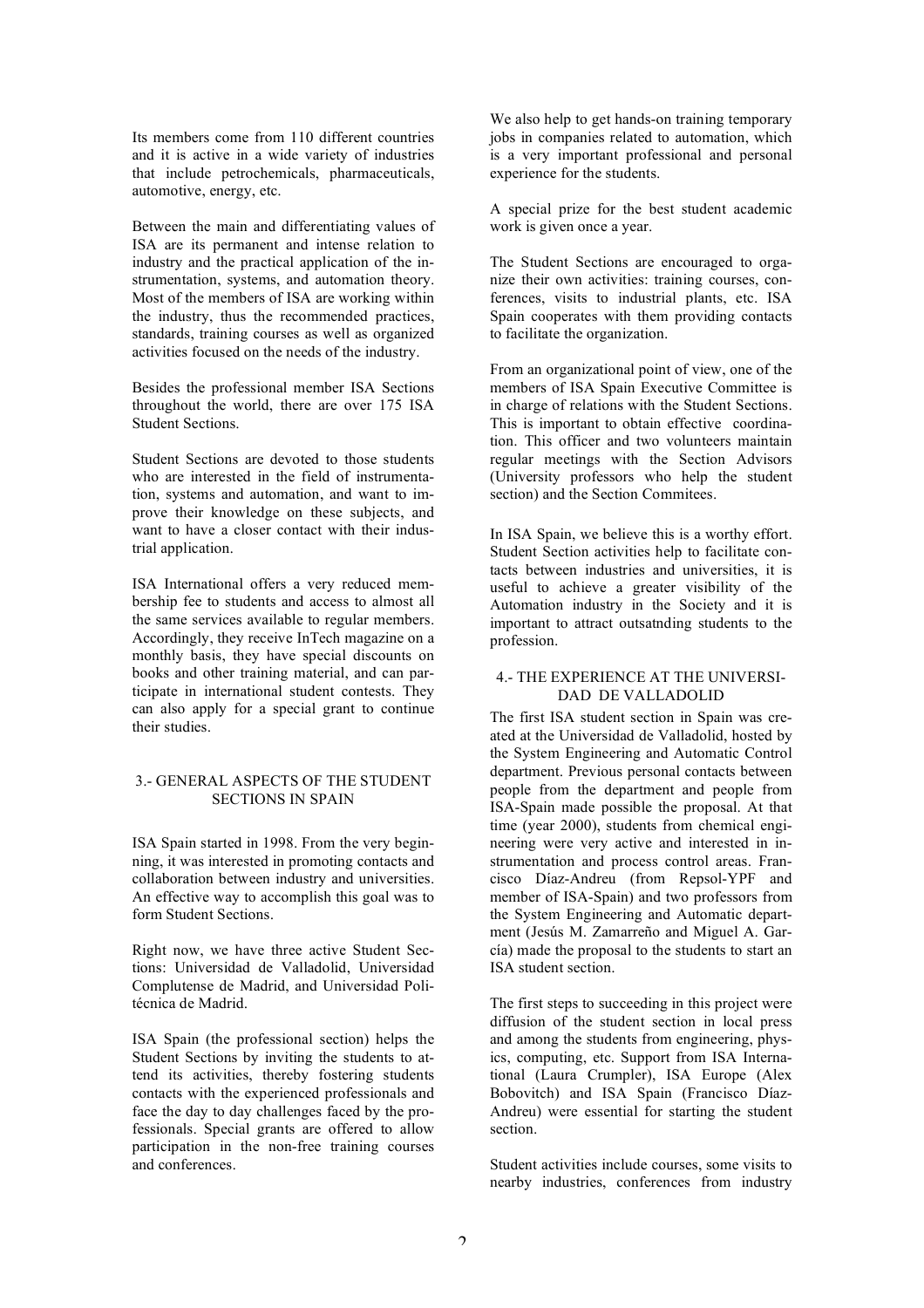Its members come from 110 different countries and it is active in a wide variety of industries that include petrochemicals, pharmaceuticals, automotive, energy, etc.

Between the main and differentiating values of ISA are its permanent and intense relation to industry and the practical application of the instrumentation, systems, and automation theory. Most of the members of ISA are working within the industry, thus the recommended practices, standards, training courses as well as organized activities focused on the needs of the industry.

Besides the professional member ISA Sections throughout the world, there are over 175 ISA Student Sections.

Student Sections are devoted to those students who are interested in the field of instrumentation, systems and automation, and want to improve their knowledge on these subjects, and want to have a closer contact with their industrial application.

ISA International offers a very reduced membership fee to students and access to almost all the same services available to regular members. Accordingly, they receive InTech magazine on a monthly basis, they have special discounts on books and other training material, and can participate in international student contests. They can also apply for a special grant to continue their studies.

## 3.- GENERAL ASPECTS OF THE STUDENT SECTIONS IN SPAIN

ISA Spain started in 1998. From the very beginning, it was interested in promoting contacts and collaboration between industry and universities. An effective way to accomplish this goal was to form Student Sections.

Right now, we have three active Student Sections: Universidad de Valladolid, Universidad Complutense de Madrid, and Universidad Politécnica de Madrid.

ISA Spain (the professional section) helps the Student Sections by inviting the students to attend its activities, thereby fostering students contacts with the experienced professionals and face the day to day challenges faced by the professionals. Special grants are offered to allow participation in the non-free training courses and conferences.

We also help to get hands-on training temporary jobs in companies related to automation, which is a very important professional and personal experience for the students.

A special prize for the best student academic work is given once a year.

The Student Sections are encouraged to organize their own activities: training courses, conferences, visits to industrial plants, etc. ISA Spain cooperates with them providing contacts to facilitate the organization.

From an organizational point of view, one of the members of ISA Spain Executive Committee is in charge of relations with the Student Sections. This is important to obtain effective coordination. This officer and two volunteers maintain regular meetings with the Section Advisors (University professors who help the student section) and the Section Commitees.

In ISA Spain, we believe this is a worthy effort. Student Section activities help to facilitate contacts between industries and universities, it is useful to achieve a greater visibility of the Automation industry in the Society and it is important to attract outsatnding students to the profession.

## 4.- THE EXPERIENCE AT THE UNIVERSIDAD DE VALLADOLID

The first ISA student section in Spain was created at the Universidad de Valladolid, hosted by the System Engineering and Automatic Control department. Previous personal contacts between people from the department and people from ISA-Spain made possible the proposal. At that time (year 2000), students from chemical engineering were very active and interested in instrumentation and process control areas. Francisco Díaz-Andreu (from Repsol-YPF and member of ISA-Spain) and two professors from the System Engineering and Automatic department (Jesús M. Zamarreño and Miguel A. García) made the proposal to the students to start an ISA student section.

The first steps to succeeding in this project were diffusion of the student section in local press and among the students from engineering, physics, computing, etc. Support from ISA International (Laura Crumpler), ISA Europe (Alex Bobovitch) and ISA Spain (Francisco Díaz-Andreu) were essential for starting the student section.

Student activities include courses, some visits to nearby industries, conferences from industry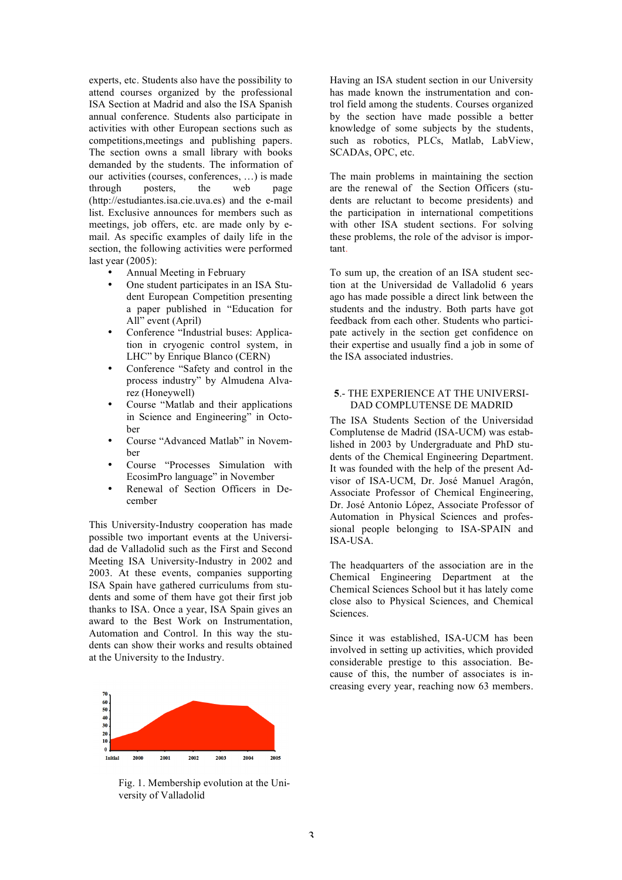experts, etc. Students also have the possibility to attend courses organized by the professional ISA Section at Madrid and also the ISA Spanish annual conference. Students also participate in activities with other European sections such as competitions,meetings and publishing papers. The section owns a small library with books demanded by the students. The information of our activities (courses, conferences, …) is made through posters, the web page (http://estudiantes.isa.cie.uva.es) and the e-mail list. Exclusive announces for members such as meetings, job offers, etc. are made only by e-mail. As specific examples of daily life in the section, the following activities were performed last year (2005):

- Annual Meeting in February
- One student participates in an ISA Student European Competition presenting a paper published in "Education for All" event (April)
- Conference "Industrial buses: Application in cryogenic control system, in LHC" by Enrique Blanco (CERN)
- Conference "Safety and control in the process industry" by Almudena Alvarez (Honeywell)
- Course "Matlab and their applications in Science and Engineering" in October
- Course "Advanced Matlab" in November
- Course "Processes Simulation with EcosimPro language" in November
- Renewal of Section Officers in December

This University-Industry cooperation has made possible two important events at the Universidad de Valladolid such as the First and Second Meeting ISA University-Industry in 2002 and 2003. At these events, companies supporting ISA Spain have gathered curriculums from students and some of them have got their first job thanks to ISA. Once a year, ISA Spain gives an award to the Best Work on Instrumentation, Automation and Control. In this way the students can show their works and results obtained at the University to the Industry.

Fig. 1. Membership evolution at the University of Valladolid

Having an ISA student section in our University has made known the instrumentation and control field among the students. Courses organized by the section have made possible a better knowledge of some subjects by the students, such as robotics, PLCs, Matlab, LabView, SCADAs, OPC, etc.

The main problems in maintaining the section are the renewal of the Section Officers (students are reluctant to become presidents) and the participation in international competitions with other ISA student sections. For solving these problems, the role of the advisor is important.

To sum up, the creation of an ISA student section at the Universidad de Valladolid 6 years ago has made possible a direct link between the students and the industry. Both parts have got feedback from each other. Students who participate actively in the section get confidence on their expertise and usually find a job in some of the ISA associated industries.

## 5.- THE EXPERIENCE AT THE UNIVERSIDAD COMPLUTENSE DE MADRID

The ISA Students Section of the Universidad Complutense de Madrid (ISA-UCM) was established in 2003 by Undergraduate and PhD students of the Chemical Engineering Department. It was founded with the help of the present Advisor of ISA-UCM, Dr. José Manuel Aragón, Associate Professor of Chemical Engineering, Dr. José Antonio López, Associate Professor of Automation in Physical Sciences and professional people belonging to ISA-SPAIN and ISA-USA.

The headquarters of the association are in the Chemical Engineering Department at the Chemical Sciences School but it has lately come close also to Physical Sciences, and Chemical Sciences.

Since it was established, ISA-UCM has been involved in setting up activities, which provided considerable prestige to this association. Because of this, the number of associates is increasing every year, reaching now 63 members.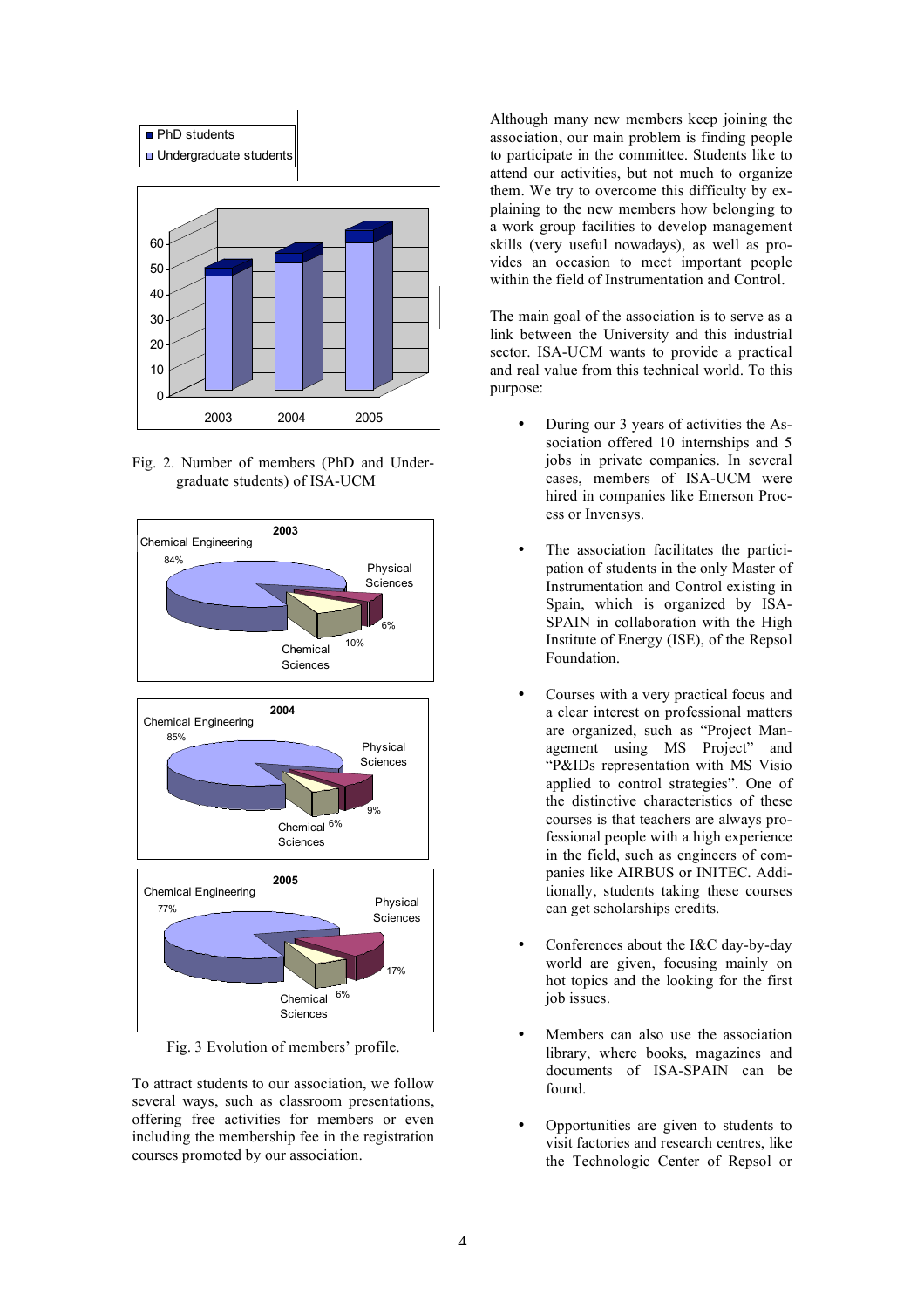Fig. 2. Number of members (PhD and Undergraduate students) of ISA-UCM

Fig. 3 Evolution of members' profile.

To attract students to our association, we follow several ways, such as classroom presentations, offering free activities for members or even including the membership fee in the registration courses promoted by our association.

Although many new members keep joining the association, our main problem is finding people to participate in the committee. Students like to attend our activities, but not much to organize them. We try to overcome this difficulty by explaining to the new members how belonging to a work group facilities to develop management skills (very useful nowadays), as well as provides an occasion to meet important people within the field of Instrumentation and Control.

The main goal of the association is to serve as a link between the University and this industrial sector. ISA-UCM wants to provide a practical and real value from this technical world. To this purpose:

- During our 3 years of activities the Association offered 10 internships and 5 jobs in private companies. In several cases, members of ISA-UCM were hired in companies like Emerson Process or Invensys.

- The association facilitates the participation of students in the only Master of Instrumentation and Control existing in Spain, which is organized by ISA-SPAIN in collaboration with the High Institute of Energy (ISE), of the Repsol Foundation.

- Courses with a very practical focus and a clear interest on professional matters are organized, such as "Project Management using MS Project" and "P&IDs representation with MS Visio applied to control strategies". One of the distinctive characteristics of these courses is that teachers are always professional people with a high experience in the field, such as engineers of companies like AIRBUS or INITEC. Additionally, students taking these courses can get scholarships credits.

- Conferences about the I&C day-by-day world are given, focusing mainly on hot topics and the looking for the first job issues.

- Members can also use the association library, where books, magazines and documents of ISA-SPAIN can be found.

- Opportunities are given to students to visit factories and research centres, like the Technologic Center of Repsol or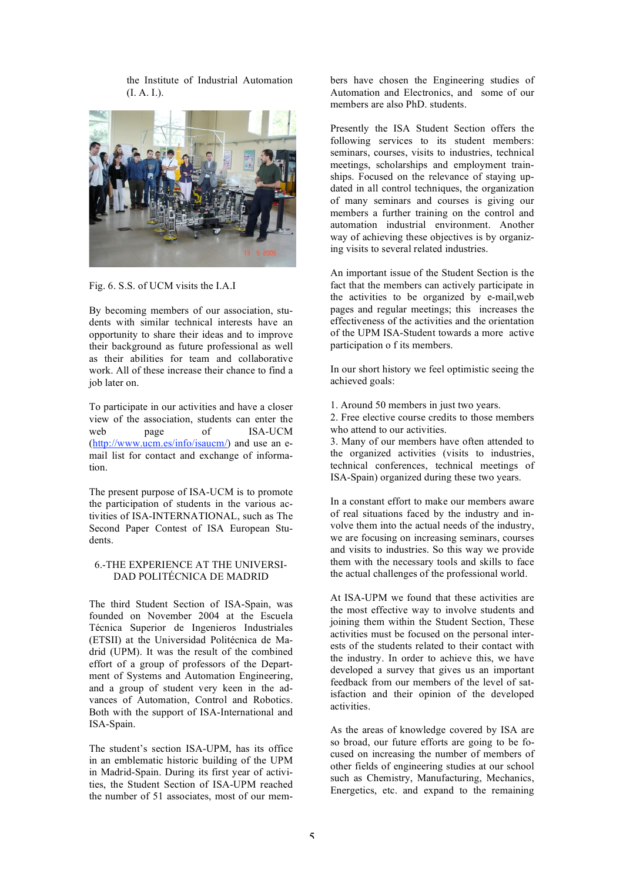the Institute of Industrial Automation (I. A. I.).

Fig. 6. S.S. of UCM visits the I.A.I

By becoming members of our association, students with similar technical interests have an opportunity to share their ideas and to improve their background as future professional as well as their abilities for team and collaborative work. All of these increase their chance to find a job later on.

To participate in our activities and have a closer view of the association, students can enter the web page of ISA-UCM (http://www.ucm.es/info/isaucm/) and use an e-mail list for contact and exchange of information.

The present purpose of ISA-UCM is to promote the participation of students in the various activities of ISA-INTERNATIONAL, such as The Second Paper Contest of ISA European Students.

## 6.-THE EXPERIENCE AT THE UNIVERSIDAD POLITÉCNICA DE MADRID

The third Student Section of ISA-Spain, was founded on November 2004 at the Escuela Técnica Superior de Ingenieros Industriales (ETSII) at the Universidad Politécnica de Madrid (UPM). It was the result of the combined effort of a group of professors of the Department of Systems and Automation Engineering, and a group of student very keen in the advances of Automation, Control and Robotics. Both with the support of ISA-International and ISA-Spain.

The student's section ISA-UPM, has its office in an emblematic historic building of the UPM in Madrid-Spain. During its first year of activities, the Student Section of ISA-UPM reached the number of 51 associates, most of our members have chosen the Engineering studies of Automation and Electronics, and some of our members are also PhD. students.

Presently the ISA Student Section offers the following services to its student members: seminars, courses, visits to industries, technical meetings, scholarships and employment trainships. Focused on the relevance of staying updated in all control techniques, the organization of many seminars and courses is giving our members a further training on the control and automation industrial environment. Another way of achieving these objectives is by organizing visits to several related industries.

An important issue of the Student Section is the fact that the members can actively participate in the activities to be organized by e-mail,web pages and regular meetings; this increases the effectiveness of the activities and the orientation of the UPM ISA-Student towards a more active participation o f its members.

In our short history we feel optimistic seeing the achieved goals:

1. Around 50 members in just two years.
2. Free elective course credits to those members who attend to our activities.
3. Many of our members have often attended to the organized activities (visits to industries, technical conferences, technical meetings of ISA-Spain) organized during these two years.

In a constant effort to make our members aware of real situations faced by the industry and involve them into the actual needs of the industry, we are focusing on increasing seminars, courses and visits to industries. So this way we provide them with the necessary tools and skills to face the actual challenges of the professional world.

At ISA-UPM we found that these activities are the most effective way to involve students and joining them within the Student Section, These activities must be focused on the personal interests of the students related to their contact with the industry. In order to achieve this, we have developed a survey that gives us an important feedback from our members of the level of satisfaction and their opinion of the developed activities.

As the areas of knowledge covered by ISA are so broad, our future efforts are going to be focused on increasing the number of members of other fields of engineering studies at our school such as Chemistry, Manufacturing, Mechanics, Energetics, etc. and expand to the remaining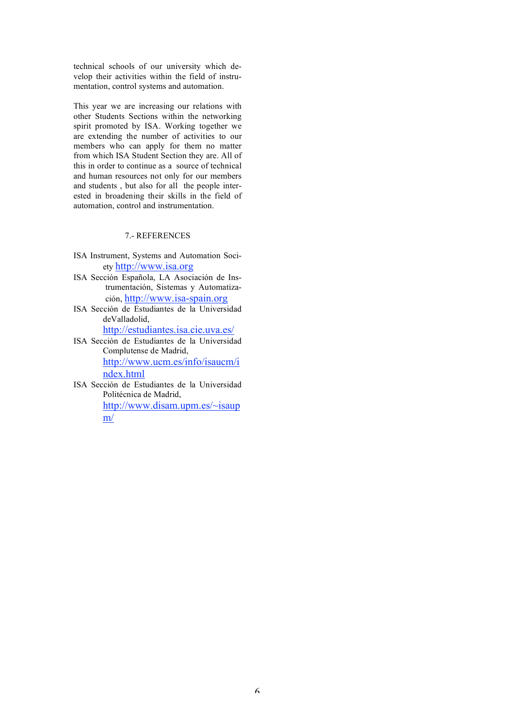technical schools of our university which develop their activities within the field of instrumentation, control systems and automation.

This year we are increasing our relations with other Students Sections within the networking spirit promoted by ISA. Working together we are extending the number of activities to our members who can apply for them no matter from which ISA Student Section they are. All of this in order to continue as a source of technical and human resources not only for our members and students , but also for all the people interested in broadening their skills in the field of automation, control and instrumentation.

## 7.- REFERENCES

ISA Instrument, Systems and Automation Society http://www.isa.org

ISA Sección Española, LA Asociación de Instrumentación, Sistemas y Automatización, http://www.isa-spain.org

ISA Sección de Estudiantes de la Universidad deValladolid, http://estudiantes.isa.cie.uva.es/

ISA Sección de Estudiantes de la Universidad Complutense de Madrid, http://www.ucm.es/info/isaucm/index.html

ISA Sección de Estudiantes de la Universidad Politécnica de Madrid, http://www.disam.upm.es/~isaupm/